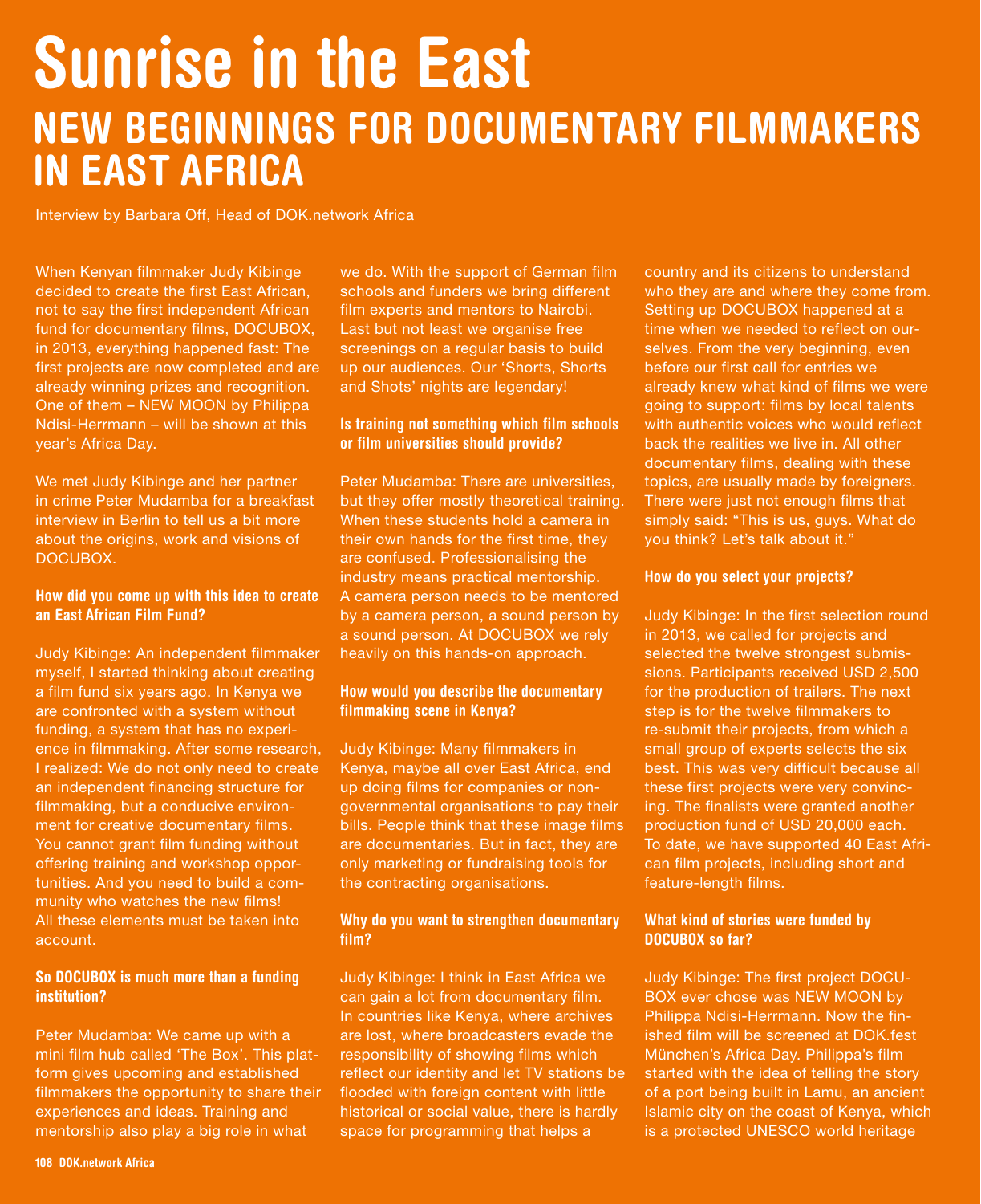# Sunrise in the East

## NEW BEGINNINGS FOR DOCUMENTARY FILMMAKERS IN EAST AFRICA

Interview by Barbara Off, Head of DOK.network Africa

When Kenyan filmmaker Judy Kibinge decided to create the first East African, not to say the first independent African fund for documentary films, DOCUBOX, in 2013, everything happened fast: The first projects are now completed and are already winning prizes and recognition. One of them – NEW MOON by Philippa Ndisi-Herrmann – will be shown at this year's Africa Day.

We met Judy Kibinge and her partner in crime Peter Mudamba for a breakfast interview in Berlin to tell us a bit more about the origins, work and visions of DOCUBOX.

**How did you come up with this idea to create an East African Film Fund?**

Judy Kibinge: An independent filmmaker myself, I started thinking about creating a film fund six years ago. In Kenya we are confronted with a system without funding, a system that has no experience in filmmaking. After some research, I realized: We do not only need to create an independent financing structure for filmmaking, but a conducive environment for creative documentary films. You cannot grant film funding without offering training and workshop opportunities. And you need to build a community who watches the new films! All these elements must be taken into account.

**So DOCUBOX is much more than a funding institution?**

Peter Mudamba: We came up with a mini film hub called 'The Box'. This platform gives upcoming and established filmmakers the opportunity to share their experiences and ideas. Training and mentorship also play a big role in what we do. With the support of German film schools and funders we bring different film experts and mentors to Nairobi. Last but not least we organise free screenings on a regular basis to build up our audiences. Our 'Shorts, Shorts and Shots' nights are legendary!

**Is training not something which film schools or film universities should provide?**

Peter Mudamba: There are universities, but they offer mostly theoretical training. When these students hold a camera in their own hands for the first time, they are confused. Professionalising the industry means practical mentorship. A camera person needs to be mentored by a camera person, a sound person by a sound person. At DOCUBOX we rely heavily on this hands-on approach.

**How would you describe the documentary filmmaking scene in Kenya?**

Judy Kibinge: Many filmmakers in Kenya, maybe all over East Africa, end up doing films for companies or non-governmental organisations to pay their bills. People think that these image films are documentaries. But in fact, they are only marketing or fundraising tools for the contracting organisations.

**Why do you want to strengthen documentary film?**

Judy Kibinge: I think in East Africa we can gain a lot from documentary film. In countries like Kenya, where archives are lost, where broadcasters evade the responsibility of showing films which reflect our identity and let TV stations be flooded with foreign content with little historical or social value, there is hardly space for programming that helps a country and its citizens to understand who they are and where they come from. Setting up DOCUBOX happened at a time when we needed to reflect on ourselves. From the very beginning, even before our first call for entries we already knew what kind of films we were going to support: films by local talents with authentic voices who would reflect back the realities we live in. All other documentary films, dealing with these topics, are usually made by foreigners. There were just not enough films that simply said: "This is us, guys. What do you think? Let's talk about it."

**How do you select your projects?**

Judy Kibinge: In the first selection round in 2013, we called for projects and selected the twelve strongest submissions. Participants received USD 2,500 for the production of trailers. The next step is for the twelve filmmakers to re-submit their projects, from which a small group of experts selects the six best. This was very difficult because all these first projects were very convincing. The finalists were granted another production fund of USD 20,000 each. To date, we have supported 40 East African film projects, including short and feature-length films.

**What kind of stories were funded by DOCUBOX so far?**

Judy Kibinge: The first project DOCUBOX ever chose was NEW MOON by Philippa Ndisi-Herrmann. Now the finished film will be screened at DOK.fest München's Africa Day. Philippa's film started with the idea of telling the story of a port being built in Lamu, an ancient Islamic city on the coast of Kenya, which is a protected UNESCO world heritage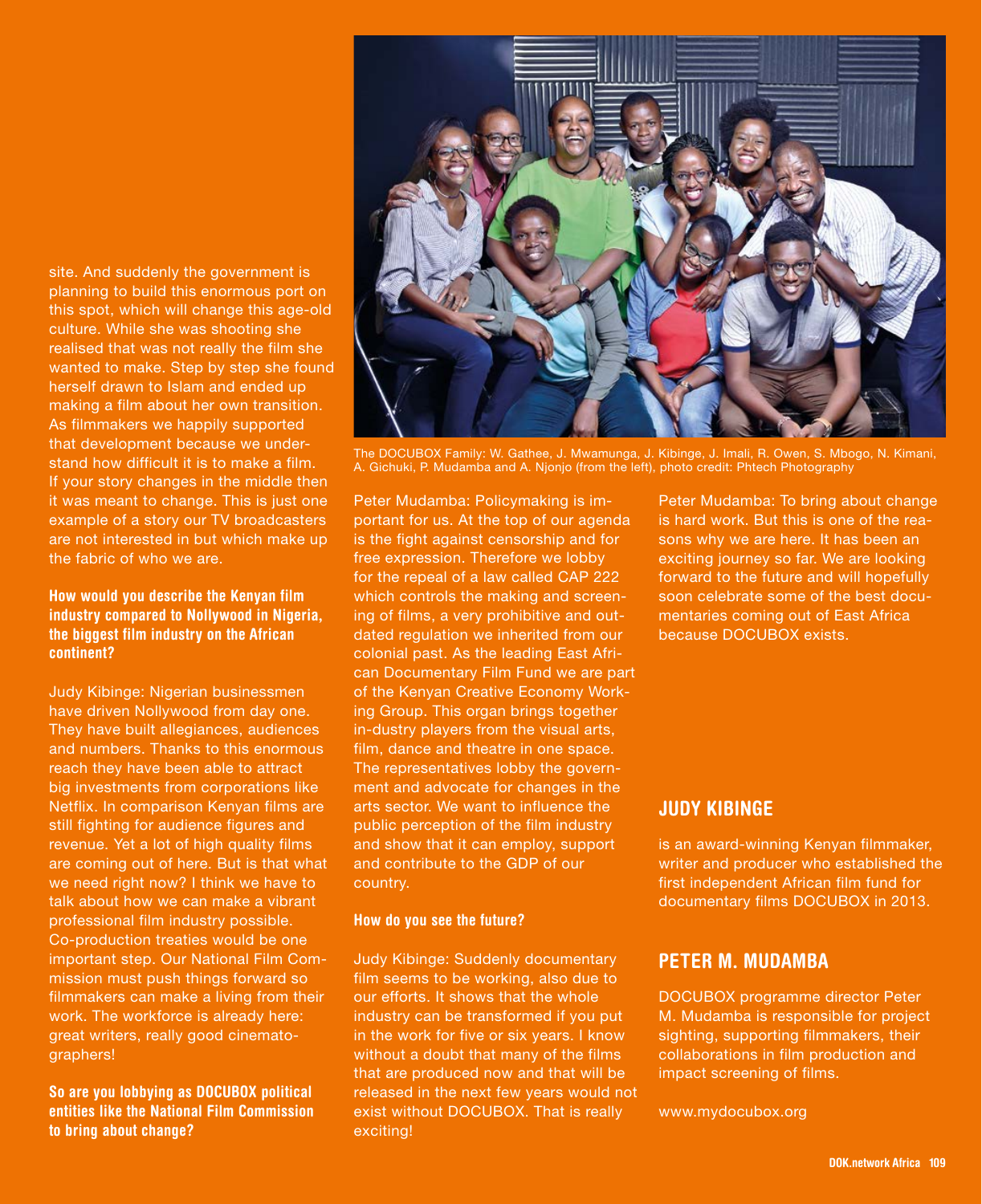site. And suddenly the government is planning to build this enormous port on this spot, which will change this age-old culture. While she was shooting she realised that was not really the film she wanted to make. Step by step she found herself drawn to Islam and ended up making a film about her own transition. As filmmakers we happily supported that development because we understand how difficult it is to make a film. If your story changes in the middle then it was meant to change. This is just one example of a story our TV broadcasters are not interested in but which make up the fabric of who we are.

**How would you describe the Kenyan film industry compared to Nollywood in Nigeria, the biggest film industry on the African continent?**

Judy Kibinge: Nigerian businessmen have driven Nollywood from day one. They have built allegiances, audiences and numbers. Thanks to this enormous reach they have been able to attract big investments from corporations like Netflix. In comparison Kenyan films are still fighting for audience figures and revenue. Yet a lot of high quality films are coming out of here. But is that what we need right now? I think we have to talk about how we can make a vibrant professional film industry possible. Co-production treaties would be one important step. Our National Film Commission must push things forward so filmmakers can make a living from their work. The workforce is already here: great writers, really good cinematographers!

**So are you lobbying as DOCUBOX political entities like the National Film Commission to bring about change?**

The DOCUBOX Family: W. Gathee, J. Mwamunga, J. Kibinge, J. Imali, R. Owen, S. Mbogo, N. Kimani, A. Gichuki, P. Mudamba and A. Njonjo (from the left), photo credit: Phtech Photography

Peter Mudamba: Policymaking is important for us. At the top of our agenda is the fight against censorship and for free expression. Therefore we lobby for the repeal of a law called CAP 222 which controls the making and screening of films, a very prohibitive and outdated regulation we inherited from our colonial past. As the leading East African Documentary Film Fund we are part of the Kenyan Creative Economy Working Group. This organ brings together in-dustry players from the visual arts, film, dance and theatre in one space. The representatives lobby the government and advocate for changes in the arts sector. We want to influence the public perception of the film industry and show that it can employ, support and contribute to the GDP of our country.

**How do you see the future?**

Judy Kibinge: Suddenly documentary film seems to be working, also due to our efforts. It shows that the whole industry can be transformed if you put in the work for five or six years. I know without a doubt that many of the films that are produced now and that will be released in the next few years would not exist without DOCUBOX. That is really exciting!

Peter Mudamba: To bring about change is hard work. But this is one of the reasons why we are here. It has been an exciting journey so far. We are looking forward to the future and will hopefully soon celebrate some of the best documentaries coming out of East Africa because DOCUBOX exists.

## JUDY KIBINGE

is an award-winning Kenyan filmmaker, writer and producer who established the first independent African film fund for documentary films DOCUBOX in 2013.

## PETER M. MUDAMBA

DOCUBOX programme director Peter M. Mudamba is responsible for project sighting, supporting filmmakers, their collaborations in film production and impact screening of films.

www.mydocubox.org